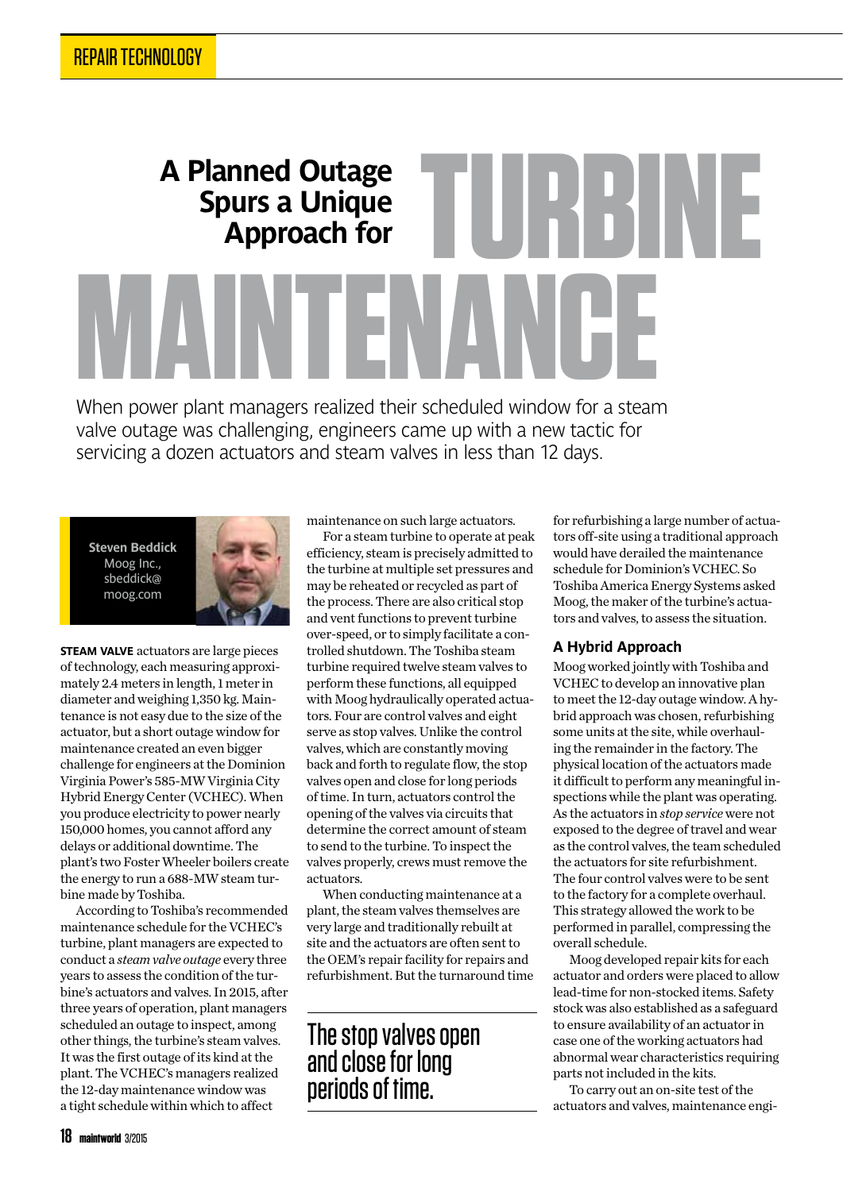# A Planned Outage Spurs a Unique Approach for TURBINE MAINTENANCE

When power plant managers realized their scheduled window for a steam valve outage was challenging, engineers came up with a new tactic for servicing a dozen actuators and steam valves in less than 12 days.

**Steven Beddick**
Moog Inc.,
sbeddick@moog.com

**STEAM VALVE** actuators are large pieces of technology, each measuring approximately 2.4 meters in length, 1 meter in diameter and weighing 1,350 kg. Maintenance is not easy due to the size of the actuator, but a short outage window for maintenance created an even bigger challenge for engineers at the Dominion Virginia Power's 585-MW Virginia City Hybrid Energy Center (VCHEC). When you produce electricity to power nearly 150,000 homes, you cannot afford any delays or additional downtime. The plant's two Foster Wheeler boilers create the energy to run a 688-MW steam turbine made by Toshiba.

According to Toshiba's recommended maintenance schedule for the VCHEC's turbine, plant managers are expected to conduct a *steam valve outage* every three years to assess the condition of the turbine's actuators and valves. In 2015, after three years of operation, plant managers scheduled an outage to inspect, among other things, the turbine's steam valves. It was the first outage of its kind at the plant. The VCHEC's managers realized the 12-day maintenance window was a tight schedule within which to affect maintenance on such large actuators.

For a steam turbine to operate at peak efficiency, steam is precisely admitted to the turbine at multiple set pressures and may be reheated or recycled as part of the process. There are also critical stop and vent functions to prevent turbine over-speed, or to simply facilitate a controlled shutdown. The Toshiba steam turbine required twelve steam valves to perform these functions, all equipped with Moog hydraulically operated actuators. Four are control valves and eight serve as stop valves. Unlike the control valves, which are constantly moving back and forth to regulate flow, the stop valves open and close for long periods of time. In turn, actuators control the opening of the valves via circuits that determine the correct amount of steam to send to the turbine. To inspect the valves properly, crews must remove the actuators.

When conducting maintenance at a plant, the steam valves themselves are very large and traditionally rebuilt at site and the actuators are often sent to the OEM's repair facility for repairs and refurbishment. But the turnaround time for refurbishing a large number of actuators off-site using a traditional approach would have derailed the maintenance schedule for Dominion's VCHEC. So Toshiba America Energy Systems asked Moog, the maker of the turbine's actuators and valves, to assess the situation.

> The stop valves open and close for long periods of time.

## A Hybrid Approach

Moog worked jointly with Toshiba and VCHEC to develop an innovative plan to meet the 12-day outage window. A hybrid approach was chosen, refurbishing some units at the site, while overhauling the remainder in the factory. The physical location of the actuators made it difficult to perform any meaningful inspections while the plant was operating. As the actuators in *stop service* were not exposed to the degree of travel and wear as the control valves, the team scheduled the actuators for site refurbishment. The four control valves were to be sent to the factory for a complete overhaul. This strategy allowed the work to be performed in parallel, compressing the overall schedule.

Moog developed repair kits for each actuator and orders were placed to allow lead-time for non-stocked items. Safety stock was also established as a safeguard to ensure availability of an actuator in case one of the working actuators had abnormal wear characteristics requiring parts not included in the kits.

To carry out an on-site test of the actuators and valves, maintenance engi-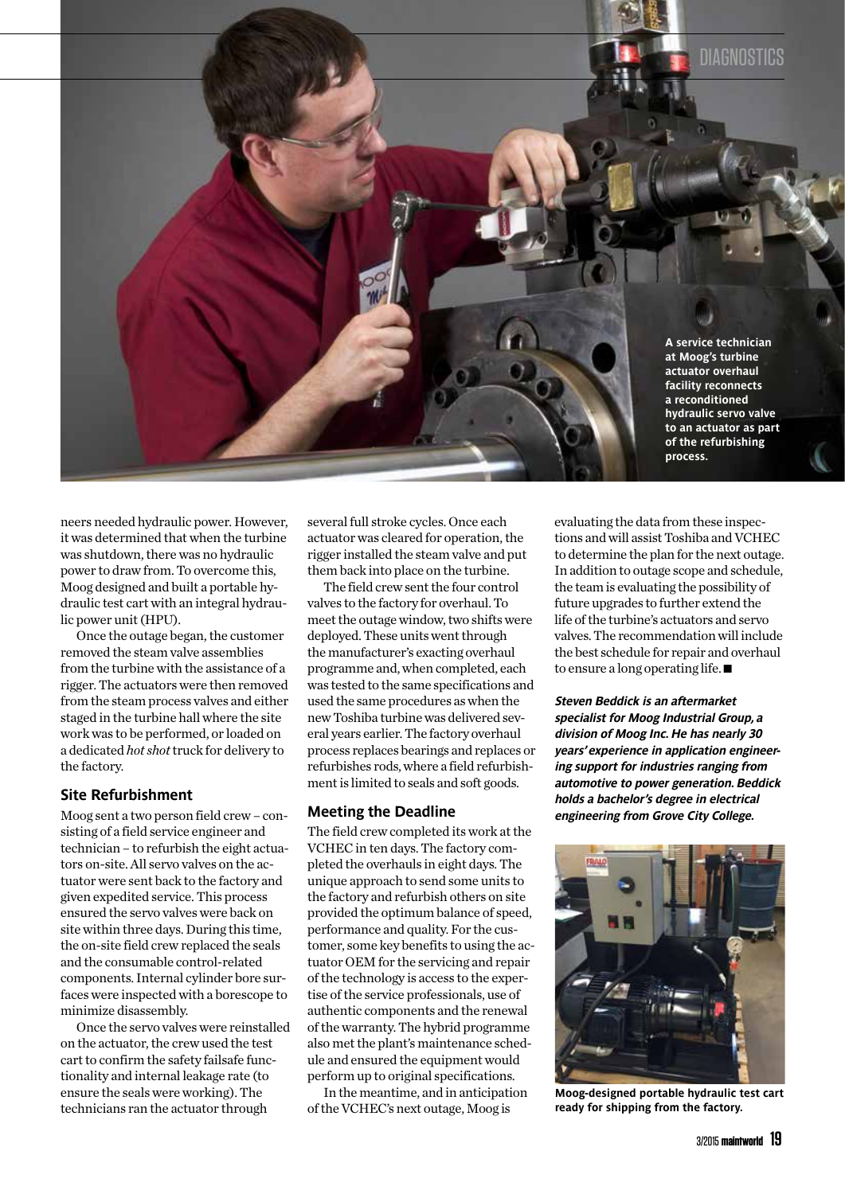A service technician at Moog's turbine actuator overhaul facility reconnects a reconditioned hydraulic servo valve to an actuator as part of the refurbishing process.

neers needed hydraulic power. However, it was determined that when the turbine was shutdown, there was no hydraulic power to draw from. To overcome this, Moog designed and built a portable hydraulic test cart with an integral hydraulic power unit (HPU).

Once the outage began, the customer removed the steam valve assemblies from the turbine with the assistance of a rigger. The actuators were then removed from the steam process valves and either staged in the turbine hall where the site work was to be performed, or loaded on a dedicated *hot shot* truck for delivery to the factory.

### Site Refurbishment

Moog sent a two person field crew – consisting of a field service engineer and technician – to refurbish the eight actuators on-site. All servo valves on the actuator were sent back to the factory and given expedited service. This process ensured the servo valves were back on site within three days. During this time, the on-site field crew replaced the seals and the consumable control-related components. Internal cylinder bore surfaces were inspected with a borescope to minimize disassembly.

Once the servo valves were reinstalled on the actuator, the crew used the test cart to confirm the safety failsafe functionality and internal leakage rate (to ensure the seals were working). The technicians ran the actuator through several full stroke cycles. Once each actuator was cleared for operation, the rigger installed the steam valve and put them back into place on the turbine.

The field crew sent the four control valves to the factory for overhaul. To meet the outage window, two shifts were deployed. These units went through the manufacturer's exacting overhaul programme and, when completed, each was tested to the same specifications and used the same procedures as when the new Toshiba turbine was delivered several years earlier. The factory overhaul process replaces bearings and replaces or refurbishes rods, where a field refurbishment is limited to seals and soft goods.

### Meeting the Deadline

The field crew completed its work at the VCHEC in ten days. The factory completed the overhauls in eight days. The unique approach to send some units to the factory and refurbish others on site provided the optimum balance of speed, performance and quality. For the customer, some key benefits to using the actuator OEM for the servicing and repair of the technology is access to the expertise of the service professionals, use of authentic components and the renewal of the warranty. The hybrid programme also met the plant's maintenance schedule and ensured the equipment would perform up to original specifications.

In the meantime, and in anticipation of the VCHEC's next outage, Moog is evaluating the data from these inspections and will assist Toshiba and VCHEC to determine the plan for the next outage. In addition to outage scope and schedule, the team is evaluating the possibility of future upgrades to further extend the life of the turbine's actuators and servo valves. The recommendation will include the best schedule for repair and overhaul to ensure a long operating life. ■

***Steven Beddick is an aftermarket specialist for Moog Industrial Group, a division of Moog Inc. He has nearly 30 years' experience in application engineering support for industries ranging from automotive to power generation. Beddick holds a bachelor's degree in electrical engineering from Grove City College.***

Moog-designed portable hydraulic test cart ready for shipping from the factory.